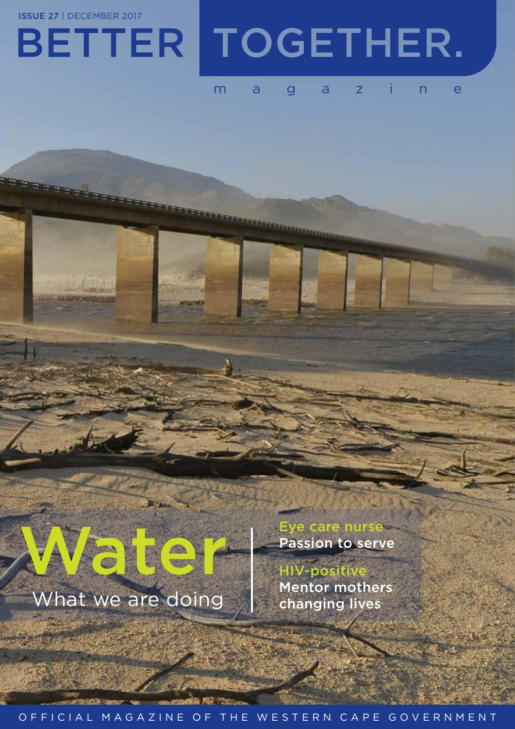ISSUE 27 | DECEMBER 2017

# BETTER TOGETHER.

magazine

# Water

What we are doing

**Eye care nurse**
**Passion to serve**

**HIV-positive**
**Mentor mothers changing lives**

OFFICIAL MAGAZINE OF THE WESTERN CAPE GOVERNMENT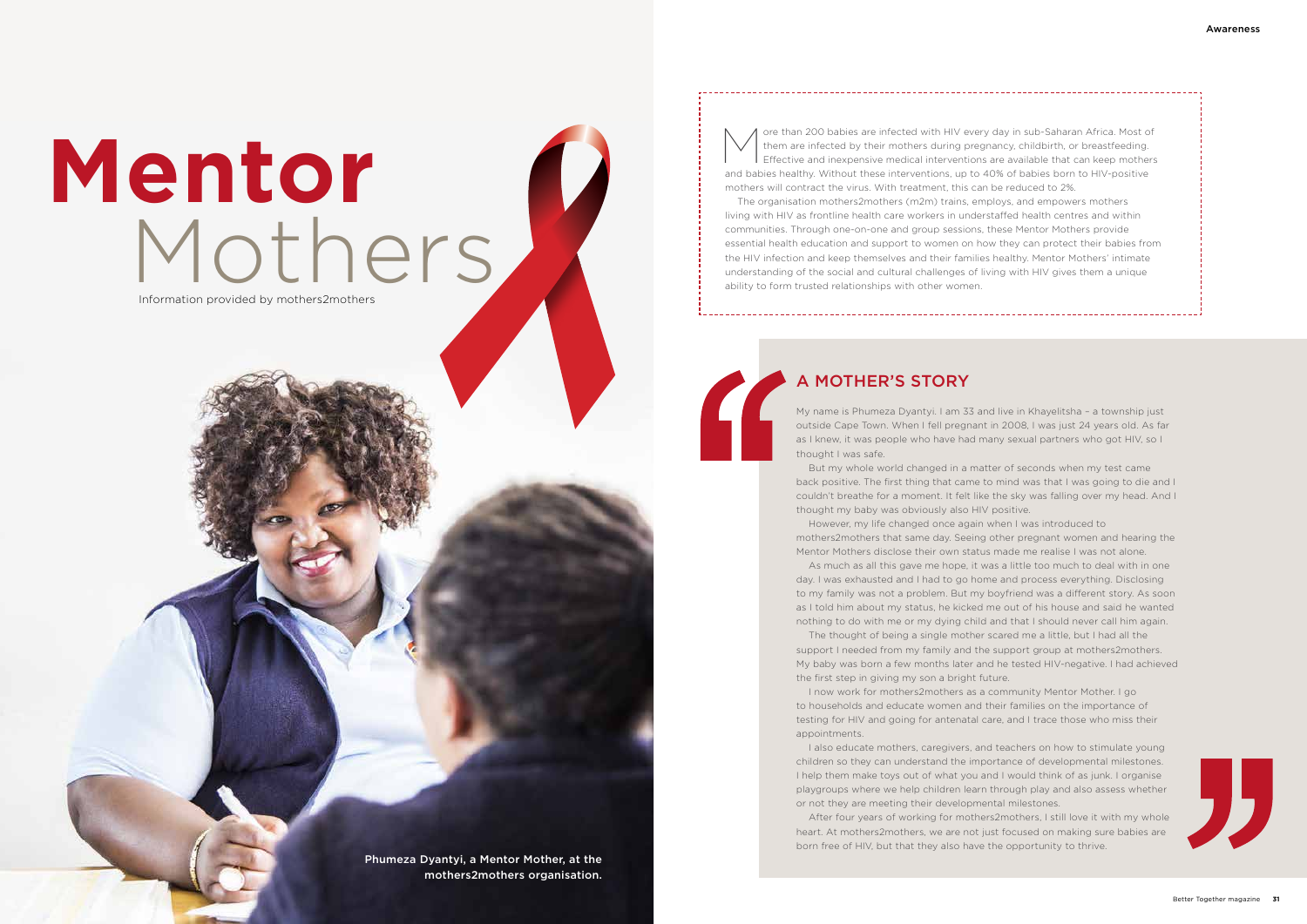# Mentor Mothers

Information provided by mothers2mothers

More than 200 babies are infected with HIV every day in sub-Saharan Africa. Most of them are infected by their mothers during pregnancy, childbirth, or breastfeeding. Effective and inexpensive medical interventions are available that can keep mothers and babies healthy. Without these interventions, up to 40% of babies born to HIV-positive mothers will contract the virus. With treatment, this can be reduced to 2%.

The organisation mothers2mothers (m2m) trains, employs, and empowers mothers living with HIV as frontline health care workers in understaffed health centres and within communities. Through one-on-one and group sessions, these Mentor Mothers provide essential health education and support to women on how they can protect their babies from the HIV infection and keep themselves and their families healthy. Mentor Mothers' intimate understanding of the social and cultural challenges of living with HIV gives them a unique ability to form trusted relationships with other women.

## A MOTHER'S STORY

My name is Phumeza Dyantyi. I am 33 and live in Khayelitsha – a township just outside Cape Town. When I fell pregnant in 2008, I was just 24 years old. As far as I knew, it was people who have had many sexual partners who got HIV, so I thought I was safe.

But my whole world changed in a matter of seconds when my test came back positive. The first thing that came to mind was that I was going to die and I couldn't breathe for a moment. It felt like the sky was falling over my head. And I thought my baby was obviously also HIV positive.

However, my life changed once again when I was introduced to mothers2mothers that same day. Seeing other pregnant women and hearing the Mentor Mothers disclose their own status made me realise I was not alone.

As much as all this gave me hope, it was a little too much to deal with in one day. I was exhausted and I had to go home and process everything. Disclosing to my family was not a problem. But my boyfriend was a different story. As soon as I told him about my status, he kicked me out of his house and said he wanted nothing to do with me or my dying child and that I should never call him again.

The thought of being a single mother scared me a little, but I had all the support I needed from my family and the support group at mothers2mothers. My baby was born a few months later and he tested HIV-negative. I had achieved the first step in giving my son a bright future.

I now work for mothers2mothers as a community Mentor Mother. I go to households and educate women and their families on the importance of testing for HIV and going for antenatal care, and I trace those who miss their appointments.

I also educate mothers, caregivers, and teachers on how to stimulate young children so they can understand the importance of developmental milestones. I help them make toys out of what you and I would think of as junk. I organise playgroups where we help children learn through play and also assess whether or not they are meeting their developmental milestones.

After four years of working for mothers2mothers, I still love it with my whole heart. At mothers2mothers, we are not just focused on making sure babies are born free of HIV, but that they also have the opportunity to thrive.

Phumeza Dyantyi, a Mentor Mother, at the mothers2mothers organisation.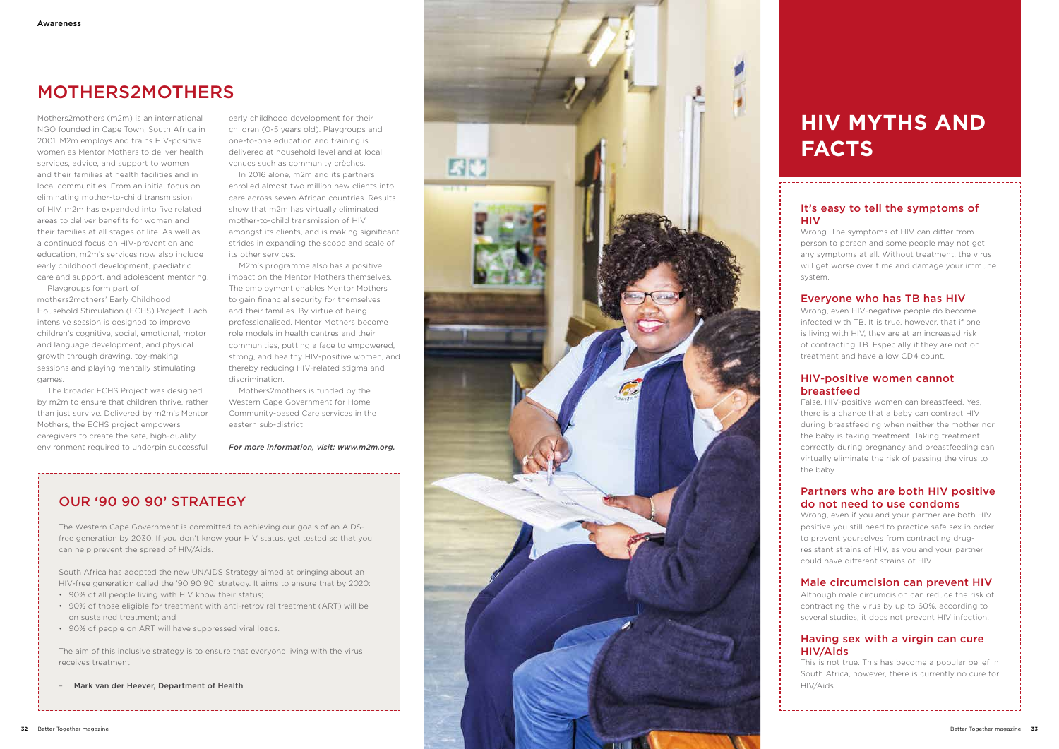# MOTHERS2MOTHERS

Mothers2mothers (m2m) is an international NGO founded in Cape Town, South Africa in 2001. M2m employs and trains HIV-positive women as Mentor Mothers to deliver health services, advice, and support to women and their families at health facilities and in local communities. From an initial focus on eliminating mother-to-child transmission of HIV, m2m has expanded into five related areas to deliver benefits for women and their families at all stages of life. As well as a continued focus on HIV-prevention and education, m2m's services now also include early childhood development, paediatric care and support, and adolescent mentoring.

Playgroups form part of mothers2mothers' Early Childhood Household Stimulation (ECHS) Project. Each intensive session is designed to improve children's cognitive, social, emotional, motor and language development, and physical growth through drawing, toy-making sessions and playing mentally stimulating games.

The broader ECHS Project was designed by m2m to ensure that children thrive, rather than just survive. Delivered by m2m's Mentor Mothers, the ECHS project empowers caregivers to create the safe, high-quality environment required to underpin successful early childhood development for their children (0-5 years old). Playgroups and one-to-one education and training is delivered at household level and at local venues such as community crèches.

In 2016 alone, m2m and its partners enrolled almost two million new clients into care across seven African countries. Results show that m2m has virtually eliminated mother-to-child transmission of HIV amongst its clients, and is making significant strides in expanding the scope and scale of its other services.

M2m's programme also has a positive impact on the Mentor Mothers themselves. The employment enables Mentor Mothers to gain financial security for themselves and their families. By virtue of being professionalised, Mentor Mothers become role models in health centres and their communities, putting a face to empowered, strong, and healthy HIV-positive women, and thereby reducing HIV-related stigma and discrimination.

Mothers2mothers is funded by the Western Cape Government for Home Community-based Care services in the eastern sub-district.

*For more information, visit: www.m2m.org.*

## OUR '90 90 90' STRATEGY

The Western Cape Government is committed to achieving our goals of an AIDS-free generation by 2030. If you don't know your HIV status, get tested so that you can help prevent the spread of HIV/Aids.

South Africa has adopted the new UNAIDS Strategy aimed at bringing about an HIV-free generation called the '90 90 90' strategy. It aims to ensure that by 2020:

- 90% of all people living with HIV know their status;
- 90% of those eligible for treatment with anti-retroviral treatment (ART) will be on sustained treatment; and
- 90% of people on ART will have suppressed viral loads.

The aim of this inclusive strategy is to ensure that everyone living with the virus receives treatment.

– **Mark van der Heever, Department of Health**

# HIV MYTHS AND FACTS

### It's easy to tell the symptoms of HIV

Wrong. The symptoms of HIV can differ from person to person and some people may not get any symptoms at all. Without treatment, the virus will get worse over time and damage your immune system.

### Everyone who has TB has HIV

Wrong, even HIV-negative people do become infected with TB. It is true, however, that if one is living with HIV, they are at an increased risk of contracting TB. Especially if they are not on treatment and have a low CD4 count.

### HIV-positive women cannot breastfeed

False, HIV-positive women can breastfeed. Yes, there is a chance that a baby can contract HIV during breastfeeding when neither the mother nor the baby is taking treatment. Taking treatment correctly during pregnancy and breastfeeding can virtually eliminate the risk of passing the virus to the baby.

### Partners who are both HIV positive do not need to use condoms

Wrong, even if you and your partner are both HIV positive you still need to practice safe sex in order to prevent yourselves from contracting drug-resistant strains of HIV, as you and your partner could have different strains of HIV.

### Male circumcision can prevent HIV

Although male circumcision can reduce the risk of contracting the virus by up to 60%, according to several studies, it does not prevent HIV infection.

### Having sex with a virgin can cure HIV/Aids

This is not true. This has become a popular belief in South Africa, however, there is currently no cure for HIV/Aids.